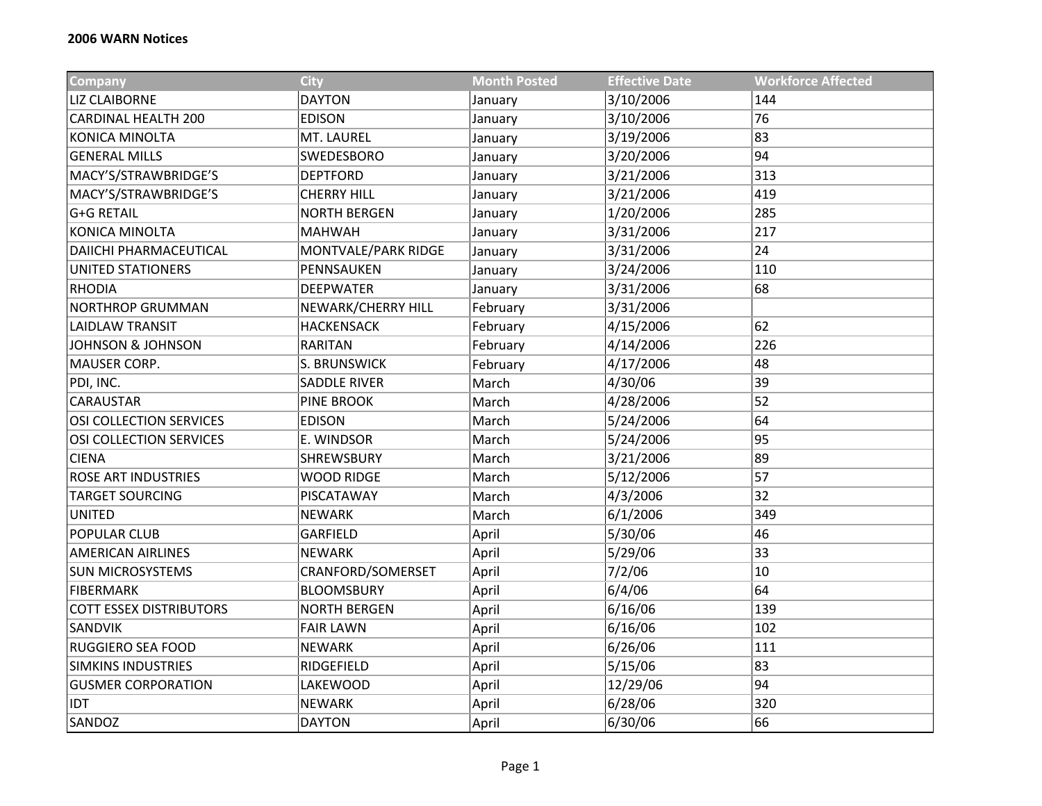**2006 WARN Notices**

| Company | City | Month Posted | Effective Date | Workforce Affected |
|---|---|---|---|---|
| LIZ CLAIBORNE | DAYTON | January | 3/10/2006 | 144 |
| CARDINAL HEALTH 200 | EDISON | January | 3/10/2006 | 76 |
| KONICA MINOLTA | MT. LAUREL | January | 3/19/2006 | 83 |
| GENERAL MILLS | SWEDESBORO | January | 3/20/2006 | 94 |
| MACY'S/STRAWBRIDGE'S | DEPTFORD | January | 3/21/2006 | 313 |
| MACY'S/STRAWBRIDGE'S | CHERRY HILL | January | 3/21/2006 | 419 |
| G+G RETAIL | NORTH BERGEN | January | 1/20/2006 | 285 |
| KONICA MINOLTA | MAHWAH | January | 3/31/2006 | 217 |
| DAIICHI PHARMACEUTICAL | MONTVALE/PARK RIDGE | January | 3/31/2006 | 24 |
| UNITED STATIONERS | PENNSAUKEN | January | 3/24/2006 | 110 |
| RHODIA | DEEPWATER | January | 3/31/2006 | 68 |
| NORTHROP GRUMMAN | NEWARK/CHERRY HILL | February | 3/31/2006 | |
| LAIDLAW TRANSIT | HACKENSACK | February | 4/15/2006 | 62 |
| JOHNSON & JOHNSON | RARITAN | February | 4/14/2006 | 226 |
| MAUSER CORP. | S. BRUNSWICK | February | 4/17/2006 | 48 |
| PDI, INC. | SADDLE RIVER | March | 4/30/06 | 39 |
| CARAUSTAR | PINE BROOK | March | 4/28/2006 | 52 |
| OSI COLLECTION SERVICES | EDISON | March | 5/24/2006 | 64 |
| OSI COLLECTION SERVICES | E. WINDSOR | March | 5/24/2006 | 95 |
| CIENA | SHREWSBURY | March | 3/21/2006 | 89 |
| ROSE ART INDUSTRIES | WOOD RIDGE | March | 5/12/2006 | 57 |
| TARGET SOURCING | PISCATAWAY | March | 4/3/2006 | 32 |
| UNITED | NEWARK | March | 6/1/2006 | 349 |
| POPULAR CLUB | GARFIELD | April | 5/30/06 | 46 |
| AMERICAN AIRLINES | NEWARK | April | 5/29/06 | 33 |
| SUN MICROSYSTEMS | CRANFORD/SOMERSET | April | 7/2/06 | 10 |
| FIBERMARK | BLOOMSBURY | April | 6/4/06 | 64 |
| COTT ESSEX DISTRIBUTORS | NORTH BERGEN | April | 6/16/06 | 139 |
| SANDVIK | FAIR LAWN | April | 6/16/06 | 102 |
| RUGGIERO SEA FOOD | NEWARK | April | 6/26/06 | 111 |
| SIMKINS INDUSTRIES | RIDGEFIELD | April | 5/15/06 | 83 |
| GUSMER CORPORATION | LAKEWOOD | April | 12/29/06 | 94 |
| IDT | NEWARK | April | 6/28/06 | 320 |
| SANDOZ | DAYTON | April | 6/30/06 | 66 |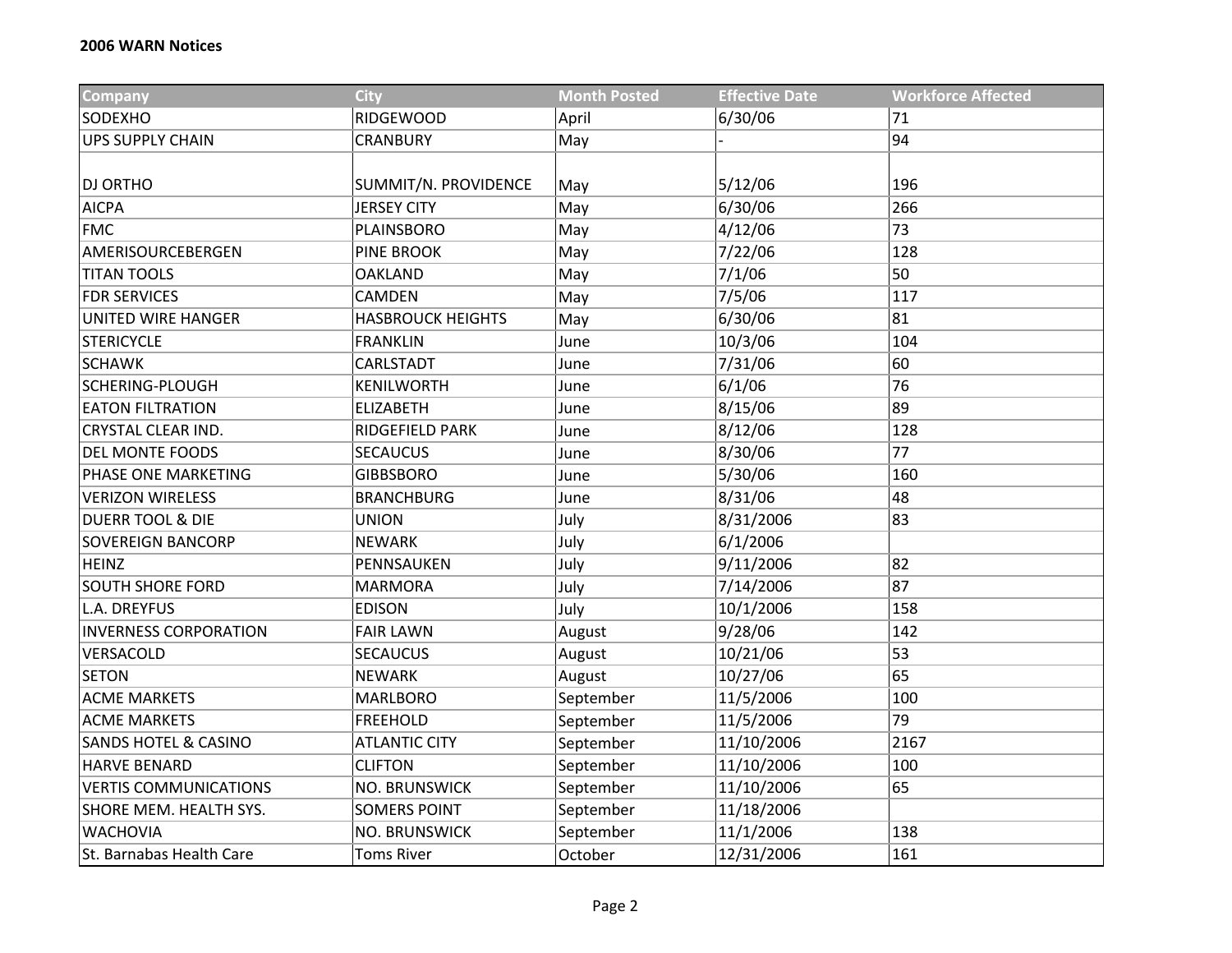**2006 WARN Notices**

| Company | City | Month Posted | Effective Date | Workforce Affected |
|---|---|---|---|---|
| SODEXHO | RIDGEWOOD | April | 6/30/06 | 71 |
| UPS SUPPLY CHAIN | CRANBURY | May | - | 94 |
| DJ ORTHO | SUMMIT/N. PROVIDENCE | May | 5/12/06 | 196 |
| AICPA | JERSEY CITY | May | 6/30/06 | 266 |
| FMC | PLAINSBORO | May | 4/12/06 | 73 |
| AMERISOURCEBERGEN | PINE BROOK | May | 7/22/06 | 128 |
| TITAN TOOLS | OAKLAND | May | 7/1/06 | 50 |
| FDR SERVICES | CAMDEN | May | 7/5/06 | 117 |
| UNITED WIRE HANGER | HASBROUCK HEIGHTS | May | 6/30/06 | 81 |
| STERICYCLE | FRANKLIN | June | 10/3/06 | 104 |
| SCHAWK | CARLSTADT | June | 7/31/06 | 60 |
| SCHERING-PLOUGH | KENILWORTH | June | 6/1/06 | 76 |
| EATON FILTRATION | ELIZABETH | June | 8/15/06 | 89 |
| CRYSTAL CLEAR IND. | RIDGEFIELD PARK | June | 8/12/06 | 128 |
| DEL MONTE FOODS | SECAUCUS | June | 8/30/06 | 77 |
| PHASE ONE MARKETING | GIBBSBORO | June | 5/30/06 | 160 |
| VERIZON WIRELESS | BRANCHBURG | June | 8/31/06 | 48 |
| DUERR TOOL & DIE | UNION | July | 8/31/2006 | 83 |
| SOVEREIGN BANCORP | NEWARK | July | 6/1/2006 | |
| HEINZ | PENNSAUKEN | July | 9/11/2006 | 82 |
| SOUTH SHORE FORD | MARMORA | July | 7/14/2006 | 87 |
| L.A. DREYFUS | EDISON | July | 10/1/2006 | 158 |
| INVERNESS CORPORATION | FAIR LAWN | August | 9/28/06 | 142 |
| VERSACOLD | SECAUCUS | August | 10/21/06 | 53 |
| SETON | NEWARK | August | 10/27/06 | 65 |
| ACME MARKETS | MARLBORO | September | 11/5/2006 | 100 |
| ACME MARKETS | FREEHOLD | September | 11/5/2006 | 79 |
| SANDS HOTEL & CASINO | ATLANTIC CITY | September | 11/10/2006 | 2167 |
| HARVE BENARD | CLIFTON | September | 11/10/2006 | 100 |
| VERTIS COMMUNICATIONS | NO. BRUNSWICK | September | 11/10/2006 | 65 |
| SHORE MEM. HEALTH SYS. | SOMERS POINT | September | 11/18/2006 | |
| WACHOVIA | NO. BRUNSWICK | September | 11/1/2006 | 138 |
| St. Barnabas Health Care | Toms River | October | 12/31/2006 | 161 |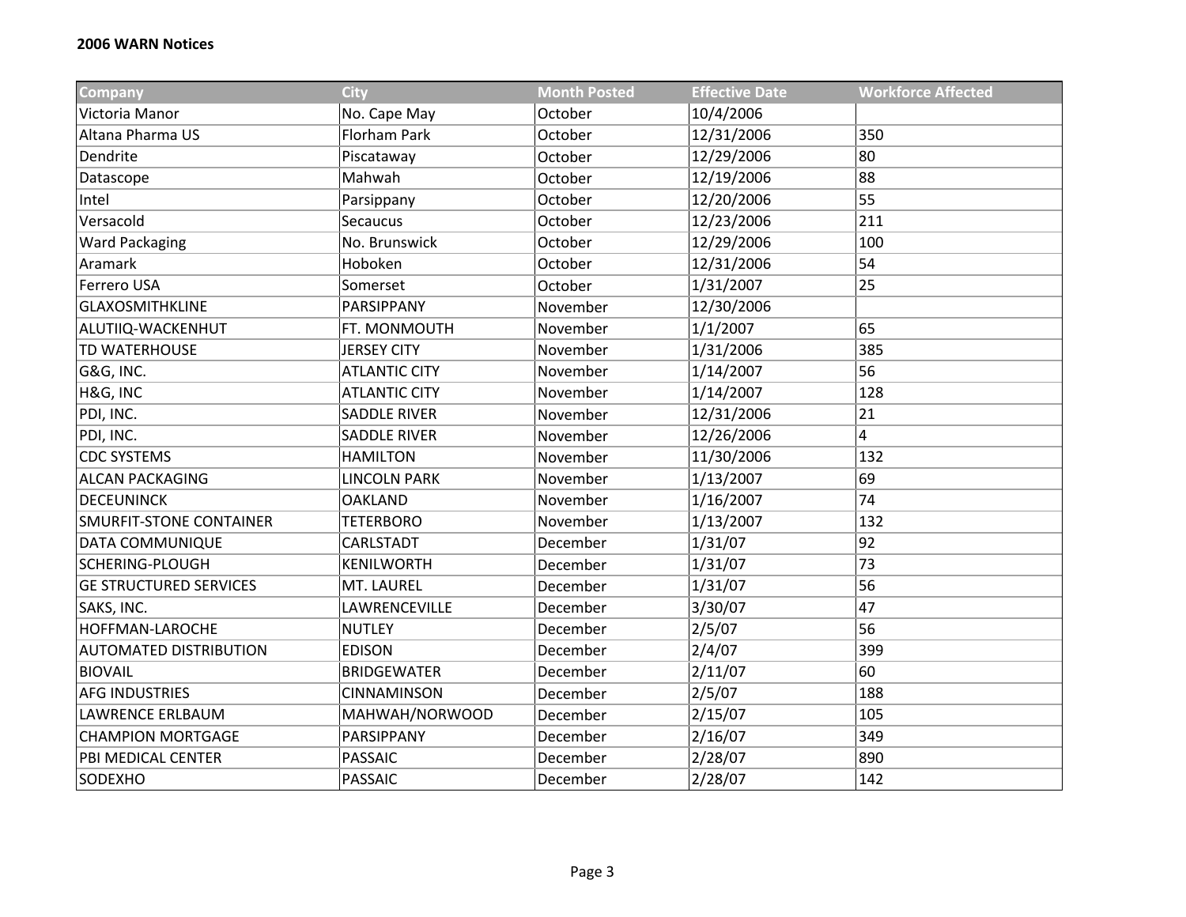**2006 WARN Notices**

| Company | City | Month Posted | Effective Date | Workforce Affected |
|---|---|---|---|---|
| Victoria Manor | No. Cape May | October | 10/4/2006 | |
| Altana Pharma US | Florham Park | October | 12/31/2006 | 350 |
| Dendrite | Piscataway | October | 12/29/2006 | 80 |
| Datascope | Mahwah | October | 12/19/2006 | 88 |
| Intel | Parsippany | October | 12/20/2006 | 55 |
| Versacold | Secaucus | October | 12/23/2006 | 211 |
| Ward Packaging | No. Brunswick | October | 12/29/2006 | 100 |
| Aramark | Hoboken | October | 12/31/2006 | 54 |
| Ferrero USA | Somerset | October | 1/31/2007 | 25 |
| GLAXOSMITHKLINE | PARSIPPANY | November | 12/30/2006 | |
| ALUTIIQ-WACKENHUT | FT. MONMOUTH | November | 1/1/2007 | 65 |
| TD WATERHOUSE | JERSEY CITY | November | 1/31/2006 | 385 |
| G&G, INC. | ATLANTIC CITY | November | 1/14/2007 | 56 |
| H&G, INC | ATLANTIC CITY | November | 1/14/2007 | 128 |
| PDI, INC. | SADDLE RIVER | November | 12/31/2006 | 21 |
| PDI, INC. | SADDLE RIVER | November | 12/26/2006 | 4 |
| CDC SYSTEMS | HAMILTON | November | 11/30/2006 | 132 |
| ALCAN PACKAGING | LINCOLN PARK | November | 1/13/2007 | 69 |
| DECEUNINCK | OAKLAND | November | 1/16/2007 | 74 |
| SMURFIT-STONE CONTAINER | TETERBORO | November | 1/13/2007 | 132 |
| DATA COMMUNIQUE | CARLSTADT | December | 1/31/07 | 92 |
| SCHERING-PLOUGH | KENILWORTH | December | 1/31/07 | 73 |
| GE STRUCTURED SERVICES | MT. LAUREL | December | 1/31/07 | 56 |
| SAKS, INC. | LAWRENCEVILLE | December | 3/30/07 | 47 |
| HOFFMAN-LAROCHE | NUTLEY | December | 2/5/07 | 56 |
| AUTOMATED DISTRIBUTION | EDISON | December | 2/4/07 | 399 |
| BIOVAIL | BRIDGEWATER | December | 2/11/07 | 60 |
| AFG INDUSTRIES | CINNAMINSON | December | 2/5/07 | 188 |
| LAWRENCE ERLBAUM | MAHWAH/NORWOOD | December | 2/15/07 | 105 |
| CHAMPION MORTGAGE | PARSIPPANY | December | 2/16/07 | 349 |
| PBI MEDICAL CENTER | PASSAIC | December | 2/28/07 | 890 |
| SODEXHO | PASSAIC | December | 2/28/07 | 142 |